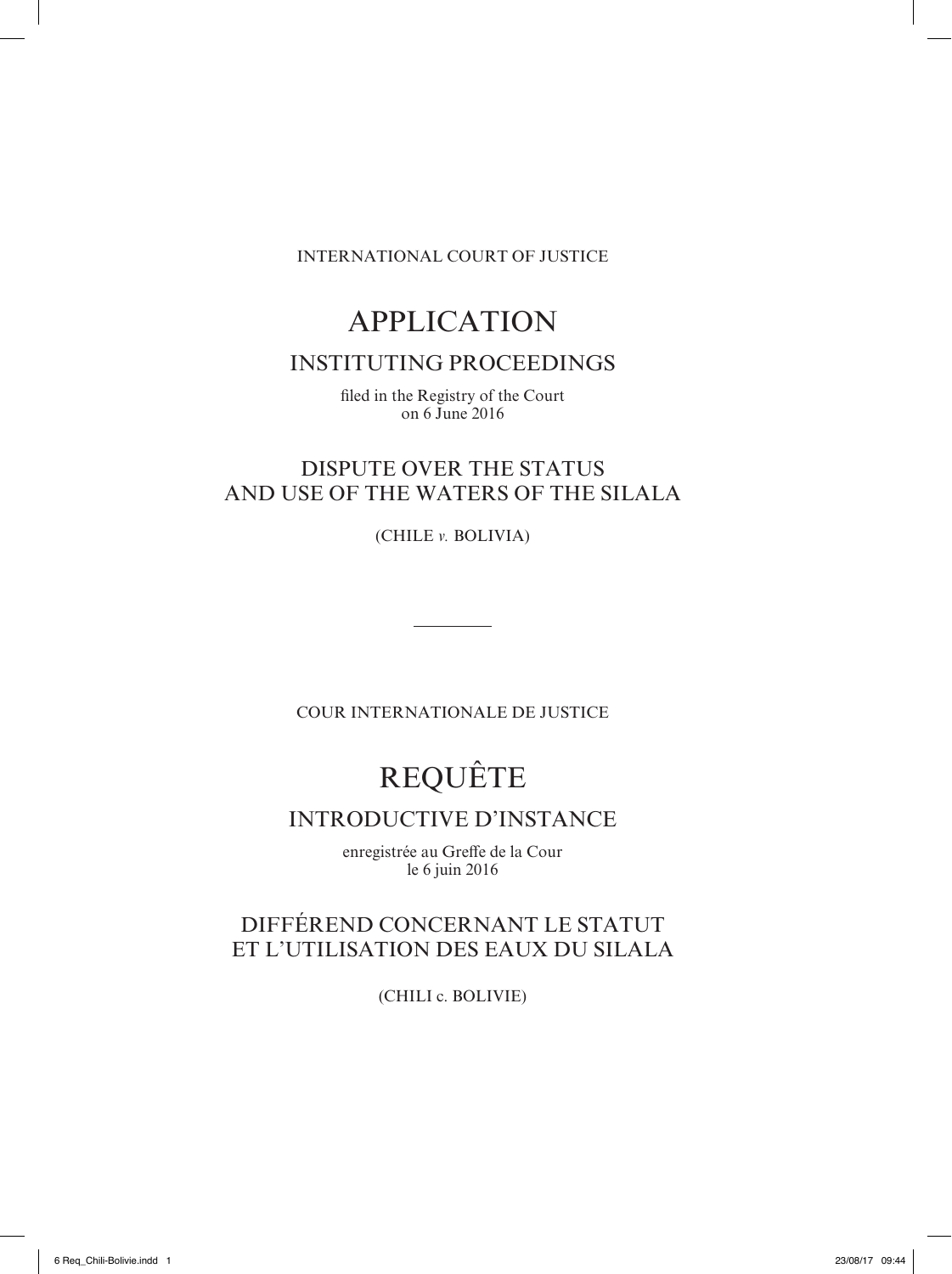INTERNATIONAL COURT OF JUSTICE

# APPLICATION

## INSTITUTING PROCEEDINGS

filed in the Registry of the Court
on 6 June 2016

## DISPUTE OVER THE STATUS AND USE OF THE WATERS OF THE SILALA

(CHILE *v.* BOLIVIA)

---

COUR INTERNATIONALE DE JUSTICE

# REQUÊTE

## INTRODUCTIVE D'INSTANCE

enregistrée au Greffe de la Cour
le 6 juin 2016

## DIFFÉREND CONCERNANT LE STATUT ET L'UTILISATION DES EAUX DU SILALA

(CHILI c. BOLIVIE)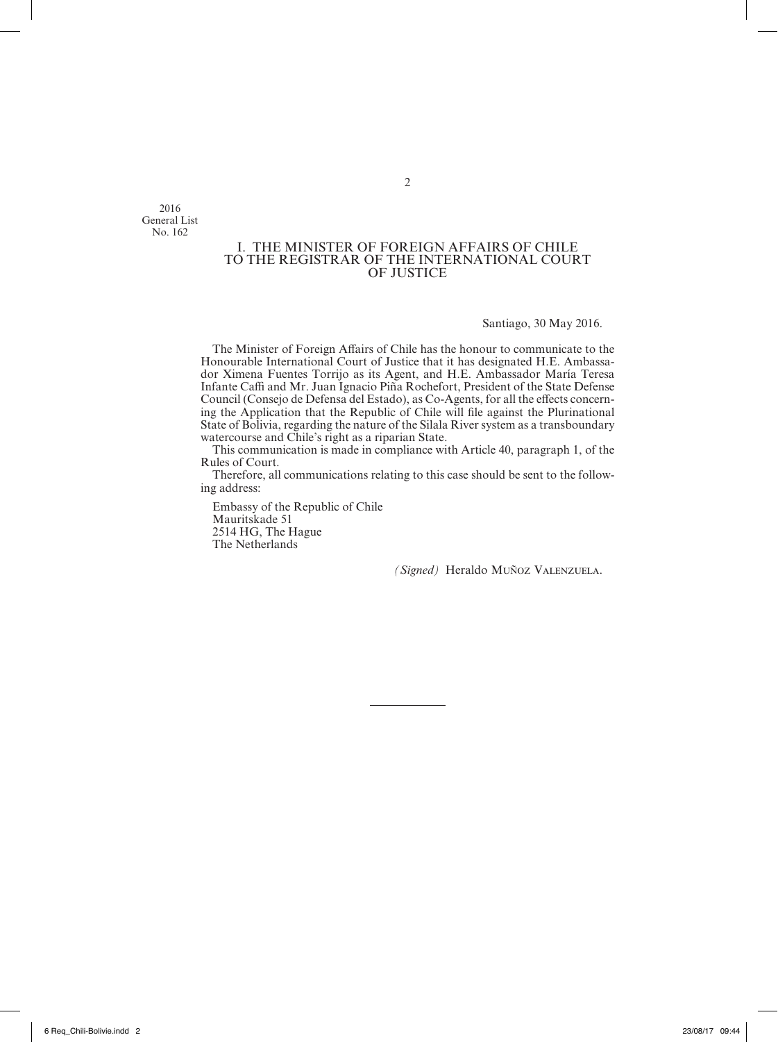2016
General List
No. 162

## I. THE MINISTER OF FOREIGN AFFAIRS OF CHILE TO THE REGISTRAR OF THE INTERNATIONAL COURT OF JUSTICE

Santiago, 30 May 2016.

The Minister of Foreign Affairs of Chile has the honour to communicate to the Honourable International Court of Justice that it has designated H.E. Ambassador Ximena Fuentes Torrijo as its Agent, and H.E. Ambassador María Teresa Infante Caffi and Mr. Juan Ignacio Piña Rochefort, President of the State Defense Council (Consejo de Defensa del Estado), as Co-Agents, for all the effects concerning the Application that the Republic of Chile will file against the Plurinational State of Bolivia, regarding the nature of the Silala River system as a transboundary watercourse and Chile's right as a riparian State.

This communication is made in compliance with Article 40, paragraph 1, of the Rules of Court.

Therefore, all communications relating to this case should be sent to the following address:

Embassy of the Republic of Chile
Mauritskade 51
2514 HG, The Hague
The Netherlands

*(Signed)* Heraldo Muñoz Valenzuela.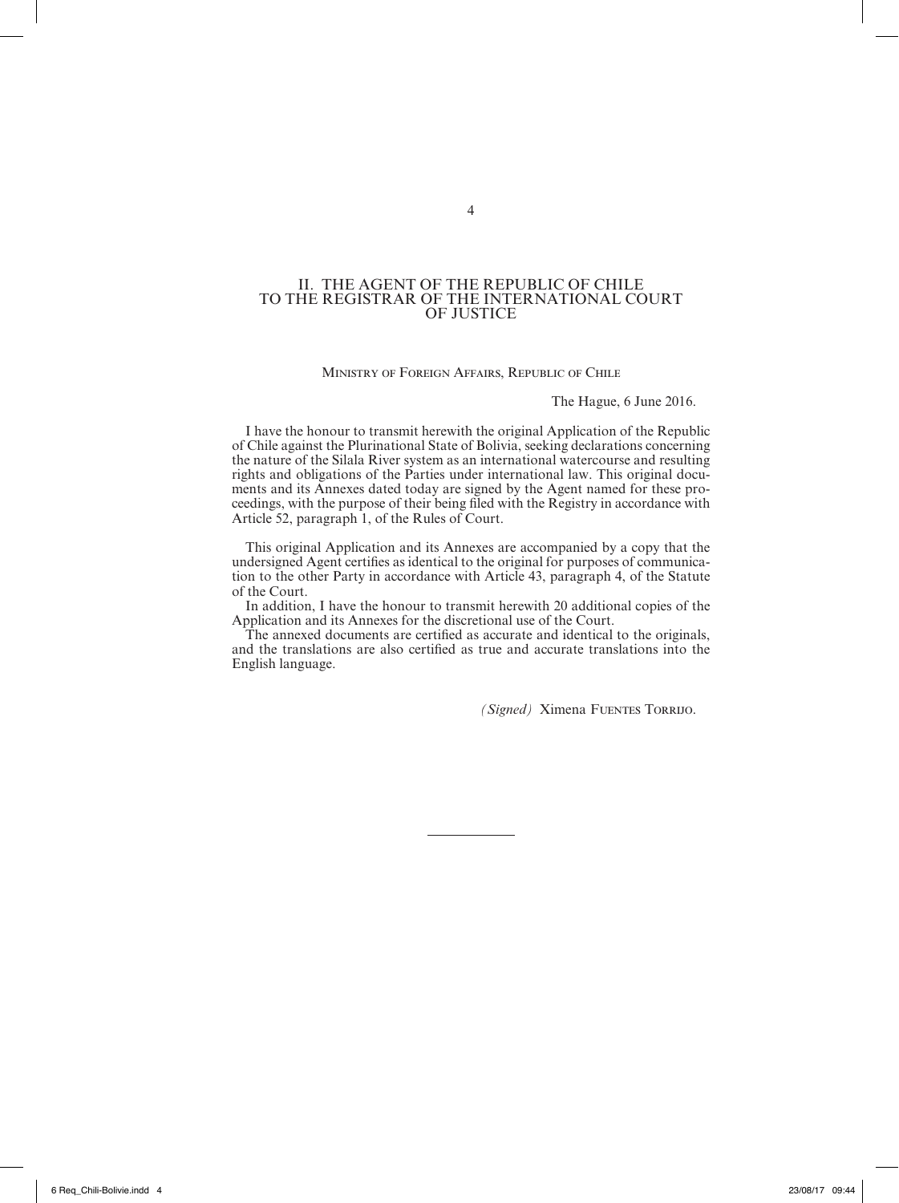## II. THE AGENT OF THE REPUBLIC OF CHILE TO THE REGISTRAR OF THE INTERNATIONAL COURT OF JUSTICE

Ministry of Foreign Affairs, Republic of Chile

The Hague, 6 June 2016.

I have the honour to transmit herewith the original Application of the Republic of Chile against the Plurinational State of Bolivia, seeking declarations concerning the nature of the Silala River system as an international watercourse and resulting rights and obligations of the Parties under international law. This original documents and its Annexes dated today are signed by the Agent named for these proceedings, with the purpose of their being filed with the Registry in accordance with Article 52, paragraph 1, of the Rules of Court.

This original Application and its Annexes are accompanied by a copy that the undersigned Agent certifies as identical to the original for purposes of communication to the other Party in accordance with Article 43, paragraph 4, of the Statute of the Court.

In addition, I have the honour to transmit herewith 20 additional copies of the Application and its Annexes for the discretional use of the Court.

The annexed documents are certified as accurate and identical to the originals, and the translations are also certified as true and accurate translations into the English language.

*(Signed)* Ximena Fuentes Torrijo.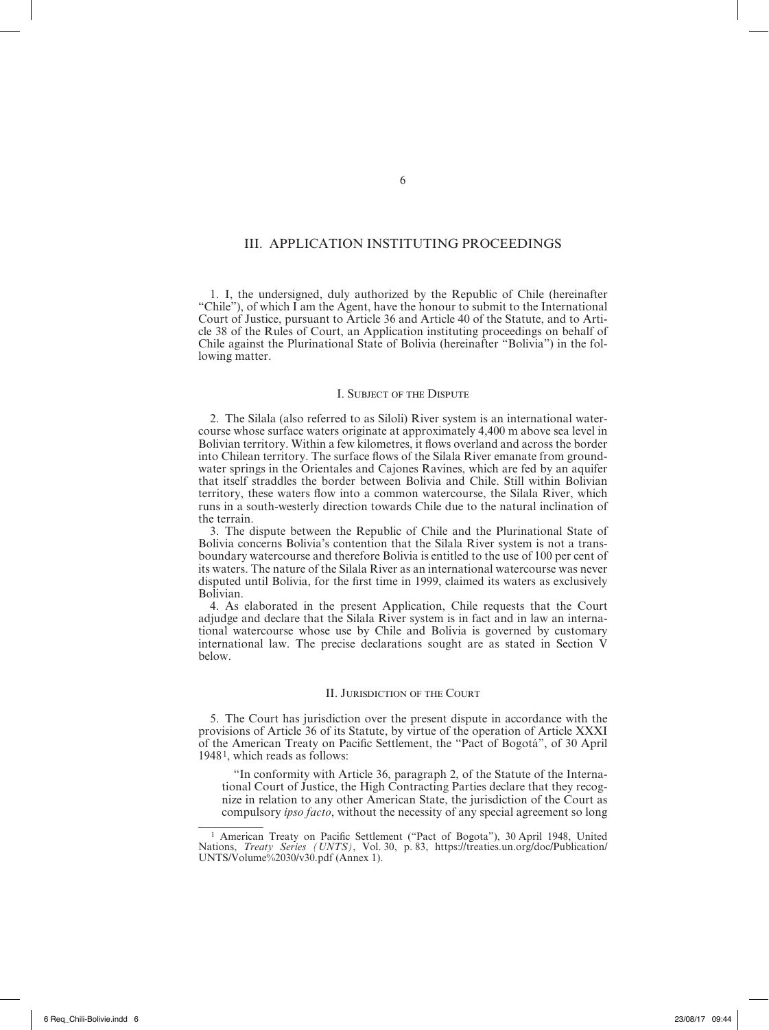# III. APPLICATION INSTITUTING PROCEEDINGS

1. I, the undersigned, duly authorized by the Republic of Chile (hereinafter "Chile"), of which I am the Agent, have the honour to submit to the International Court of Justice, pursuant to Article 36 and Article 40 of the Statute, and to Article 38 of the Rules of Court, an Application instituting proceedings on behalf of Chile against the Plurinational State of Bolivia (hereinafter "Bolivia") in the following matter.

## I. Subject of the Dispute

2. The Silala (also referred to as Siloli) River system is an international watercourse whose surface waters originate at approximately 4,400 m above sea level in Bolivian territory. Within a few kilometres, it flows overland and across the border into Chilean territory. The surface flows of the Silala River emanate from groundwater springs in the Orientales and Cajones Ravines, which are fed by an aquifer that itself straddles the border between Bolivia and Chile. Still within Bolivian territory, these waters flow into a common watercourse, the Silala River, which runs in a south-westerly direction towards Chile due to the natural inclination of the terrain.

3. The dispute between the Republic of Chile and the Plurinational State of Bolivia concerns Bolivia's contention that the Silala River system is not a transboundary watercourse and therefore Bolivia is entitled to the use of 100 per cent of its waters. The nature of the Silala River as an international watercourse was never disputed until Bolivia, for the first time in 1999, claimed its waters as exclusively Bolivian.

4. As elaborated in the present Application, Chile requests that the Court adjudge and declare that the Silala River system is in fact and in law an international watercourse whose use by Chile and Bolivia is governed by customary international law. The precise declarations sought are as stated in Section V below.

## II. Jurisdiction of the Court

5. The Court has jurisdiction over the present dispute in accordance with the provisions of Article 36 of its Statute, by virtue of the operation of Article XXXI of the American Treaty on Pacific Settlement, the "Pact of Bogotá", of 30 April 1948[1], which reads as follows:

> "In conformity with Article 36, paragraph 2, of the Statute of the International Court of Justice, the High Contracting Parties declare that they recognize in relation to any other American State, the jurisdiction of the Court as compulsory *ipso facto*, without the necessity of any special agreement so long

[1] American Treaty on Pacific Settlement ("Pact of Bogota"), 30 April 1948, United Nations, *Treaty Series (UNTS)*, Vol. 30, p. 83, https://treaties.un.org/doc/Publication/UNTS/Volume%2030/v30.pdf (Annex 1).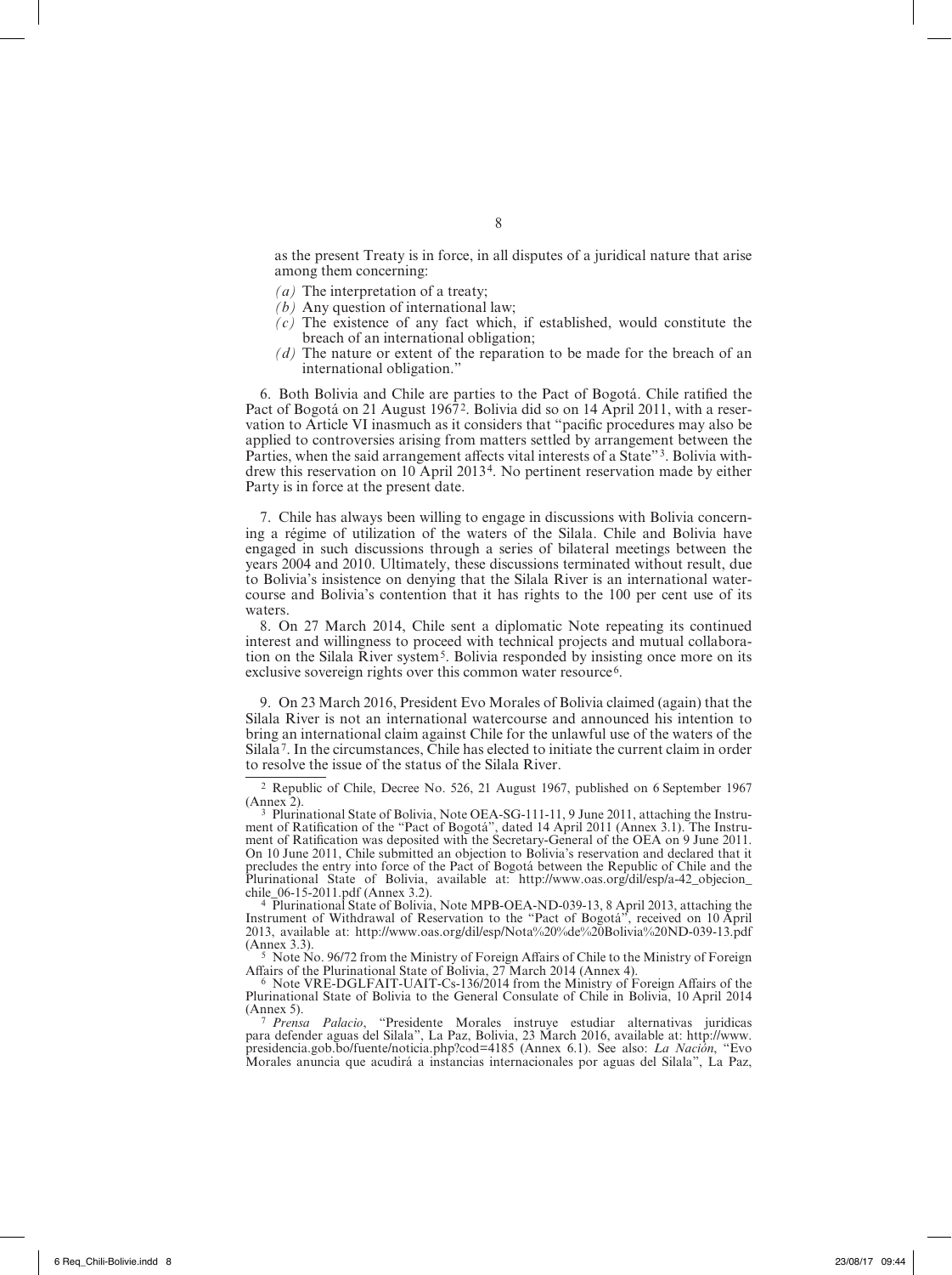as the present Treaty is in force, in all disputes of a juridical nature that arise among them concerning:

*(a)* The interpretation of a treaty;
*(b)* Any question of international law;
*(c)* The existence of any fact which, if established, would constitute the breach of an international obligation;
*(d)* The nature or extent of the reparation to be made for the breach of an international obligation."

6. Both Bolivia and Chile are parties to the Pact of Bogotá. Chile ratified the Pact of Bogotá on 21 August 1967[2]. Bolivia did so on 14 April 2011, with a reservation to Article VI inasmuch as it considers that "pacific procedures may also be applied to controversies arising from matters settled by arrangement between the Parties, when the said arrangement affects vital interests of a State"[3]. Bolivia withdrew this reservation on 10 April 2013[4]. No pertinent reservation made by either Party is in force at the present date.

7. Chile has always been willing to engage in discussions with Bolivia concerning a régime of utilization of the waters of the Silala. Chile and Bolivia have engaged in such discussions through a series of bilateral meetings between the years 2004 and 2010. Ultimately, these discussions terminated without result, due to Bolivia's insistence on denying that the Silala River is an international watercourse and Bolivia's contention that it has rights to the 100 per cent use of its waters.

8. On 27 March 2014, Chile sent a diplomatic Note repeating its continued interest and willingness to proceed with technical projects and mutual collaboration on the Silala River system[5]. Bolivia responded by insisting once more on its exclusive sovereign rights over this common water resource[6].

9. On 23 March 2016, President Evo Morales of Bolivia claimed (again) that the Silala River is not an international watercourse and announced his intention to bring an international claim against Chile for the unlawful use of the waters of the Silala[7]. In the circumstances, Chile has elected to initiate the current claim in order to resolve the issue of the status of the Silala River.

---

[2] Republic of Chile, Decree No. 526, 21 August 1967, published on 6 September 1967 (Annex 2).

[3] Plurinational State of Bolivia, Note OEA-SG-111-11, 9 June 2011, attaching the Instrument of Ratification of the "Pact of Bogotá", dated 14 April 2011 (Annex 3.1). The Instrument of Ratification was deposited with the Secretary-General of the OEA on 9 June 2011. On 10 June 2011, Chile submitted an objection to Bolivia's reservation and declared that it precludes the entry into force of the Pact of Bogotá between the Republic of Chile and the Plurinational State of Bolivia, available at: http://www.oas.org/dil/esp/a-42_objecion_chile_06-15-2011.pdf (Annex 3.2).

[4] Plurinational State of Bolivia, Note MPB-OEA-ND-039-13, 8 April 2013, attaching the Instrument of Withdrawal of Reservation to the "Pact of Bogotá", received on 10 April 2013, available at: http://www.oas.org/dil/esp/Nota%20%de%20Bolivia%20ND-039-13.pdf (Annex 3.3).

[5] Note No. 96/72 from the Ministry of Foreign Affairs of Chile to the Ministry of Foreign Affairs of the Plurinational State of Bolivia, 27 March 2014 (Annex 4).

[6] Note VRE-DGLFAIT-UAIT-Cs-136/2014 from the Ministry of Foreign Affairs of the Plurinational State of Bolivia to the General Consulate of Chile in Bolivia, 10 April 2014 (Annex 5).

[7] *Prensa Palacio*, "Presidente Morales instruye estudiar alternativas juridicas para defender aguas del Silala", La Paz, Bolivia, 23 March 2016, available at: http://www.presidencia.gob.bo/fuente/noticia.php?cod=4185 (Annex 6.1). See also: *La Nación*, "Evo Morales anuncia que acudirá a instancias internacionales por aguas del Silala", La Paz,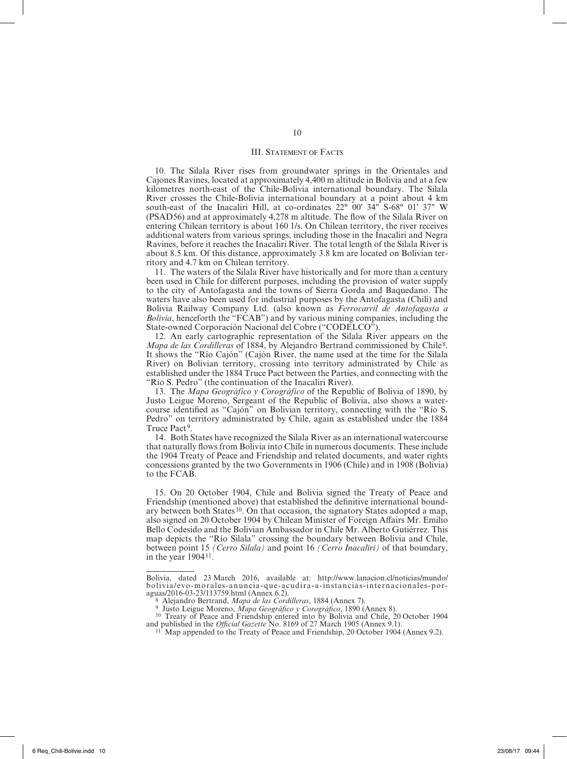## III. Statement of Facts

10. The Silala River rises from groundwater springs in the Orientales and Cajones Ravines, located at approximately 4,400 m altitude in Bolivia and at a few kilometres north-east of the Chile-Bolivia international boundary. The Silala River crosses the Chile-Bolivia international boundary at a point about 4 km south-east of the Inacaliri Hill, at co-ordinates 22° 00' 34" S-68° 01' 37" W (PSAD56) and at approximately 4,278 m altitude. The flow of the Silala River on entering Chilean territory is about 160 1/s. On Chilean territory, the river receives additional waters from various springs, including those in the Inacaliri and Negra Ravines, before it reaches the Inacaliri River. The total length of the Silala River is about 8.5 km. Of this distance, approximately 3.8 km are located on Bolivian territory and 4.7 km on Chilean territory.

11. The waters of the Silala River have historically and for more than a century been used in Chile for different purposes, including the provision of water supply to the city of Antofagasta and the towns of Sierra Gorda and Baquedano. The waters have also been used for industrial purposes by the Antofagasta (Chili) and Bolivia Railway Company Ltd. (also known as *Ferrocarril de Antofagasta a Bolivia*, henceforth the "FCAB") and by various mining companies, including the State-owned Corporación Nacional del Cobre ("CODELCO").

12. An early cartographic representation of the Silala River appears on the *Mapa de las Cordilleras* of 1884, by Alejandro Bertrand commissioned by Chile[8]. It shows the "Río Cajón" (Cajón River, the name used at the time for the Silala River) on Bolivian territory, crossing into territory administrated by Chile as established under the 1884 Truce Pact between the Parties, and connecting with the "Río S. Pedro" (the continuation of the Inacaliri River).

13. The *Mapa Geográfico y Corográfico* of the Republic of Bolivia of 1890, by Justo Leigue Moreno, Sergeant of the Republic of Bolivia, also shows a watercourse identified as "Cajón" on Bolivian territory, connecting with the "Río S. Pedro" on territory administrated by Chile, again as established under the 1884 Truce Pact[9].

14. Both States have recognized the Silala River as an international watercourse that naturally flows from Bolivia into Chile in numerous documents. These include the 1904 Treaty of Peace and Friendship and related documents, and water rights concessions granted by the two Governments in 1906 (Chile) and in 1908 (Bolivia) to the FCAB.

15. On 20 October 1904, Chile and Bolivia signed the Treaty of Peace and Friendship (mentioned above) that established the definitive international boundary between both States[10]. On that occasion, the signatory States adopted a map, also signed on 20 October 1904 by Chilean Minister of Foreign Affairs Mr. Emilio Bello Codesido and the Bolivian Ambassador in Chile Mr. Alberto Gutiérrez. This map depicts the "Río Silala" crossing the boundary between Bolivia and Chile, between point 15 *(Cerro Silala)* and point 16 *(Cerro Inacaliri)* of that boundary, in the year 1904[11].

---

Bolivia, dated 23 March 2016, available at: http://www.lanacion.cl/noticias/mundo/bolivia/evo-morales-anuncia-que-acudira-a-instancias-internacionales-por-aguas/2016-03-23/113759.html (Annex 6.2).

[8] Alejandro Bertrand, *Mapa de las Cordilleras*, 1884 (Annex 7).

[9] Justo Leigue Moreno, *Mapa Geográfico y Corográfico*, 1890 (Annex 8).

[10] Treaty of Peace and Friendship entered into by Bolivia and Chile, 20 October 1904 and published in the *Official Gazette* No. 8169 of 27 March 1905 (Annex 9.1).

[11] Map appended to the Treaty of Peace and Friendship, 20 October 1904 (Annex 9.2).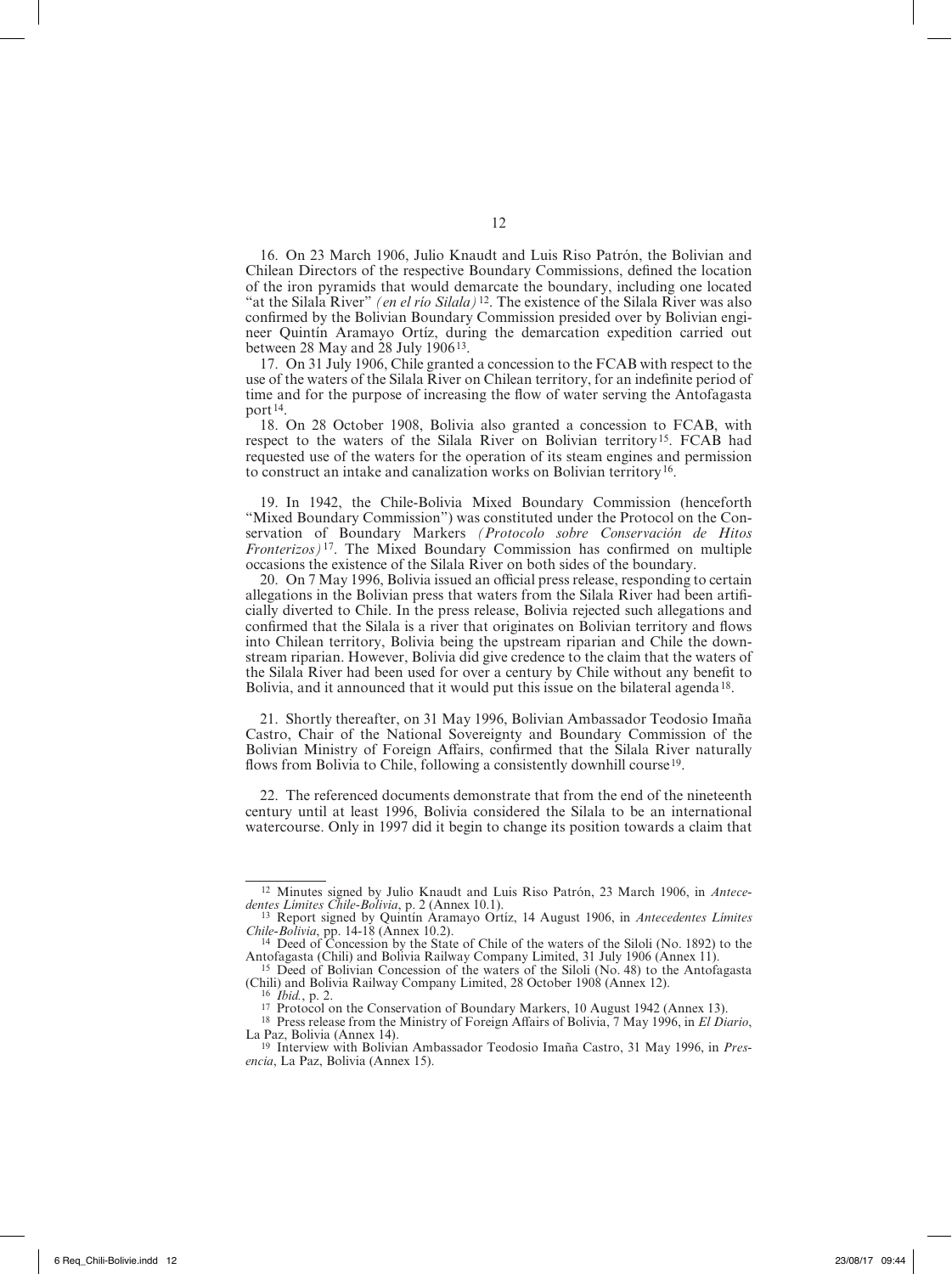16. On 23 March 1906, Julio Knaudt and Luis Riso Patrón, the Bolivian and Chilean Directors of the respective Boundary Commissions, defined the location of the iron pyramids that would demarcate the boundary, including one located "at the Silala River" *(en el río Silala)*[12]. The existence of the Silala River was also confirmed by the Bolivian Boundary Commission presided over by Bolivian engineer Quintín Aramayo Ortíz, during the demarcation expedition carried out between 28 May and 28 July 1906[13].

17. On 31 July 1906, Chile granted a concession to the FCAB with respect to the use of the waters of the Silala River on Chilean territory, for an indefinite period of time and for the purpose of increasing the flow of water serving the Antofagasta port[14].

18. On 28 October 1908, Bolivia also granted a concession to FCAB, with respect to the waters of the Silala River on Bolivian territory[15]. FCAB had requested use of the waters for the operation of its steam engines and permission to construct an intake and canalization works on Bolivian territory[16].

19. In 1942, the Chile-Bolivia Mixed Boundary Commission (henceforth "Mixed Boundary Commission") was constituted under the Protocol on the Conservation of Boundary Markers *(Protocolo sobre Conservación de Hitos Fronterizos)*[17]. The Mixed Boundary Commission has confirmed on multiple occasions the existence of the Silala River on both sides of the boundary.

20. On 7 May 1996, Bolivia issued an official press release, responding to certain allegations in the Bolivian press that waters from the Silala River had been artificially diverted to Chile. In the press release, Bolivia rejected such allegations and confirmed that the Silala is a river that originates on Bolivian territory and flows into Chilean territory, Bolivia being the upstream riparian and Chile the downstream riparian. However, Bolivia did give credence to the claim that the waters of the Silala River had been used for over a century by Chile without any benefit to Bolivia, and it announced that it would put this issue on the bilateral agenda[18].

21. Shortly thereafter, on 31 May 1996, Bolivian Ambassador Teodosio Imaña Castro, Chair of the National Sovereignty and Boundary Commission of the Bolivian Ministry of Foreign Affairs, confirmed that the Silala River naturally flows from Bolivia to Chile, following a consistently downhill course[19].

22. The referenced documents demonstrate that from the end of the nineteenth century until at least 1996, Bolivia considered the Silala to be an international watercourse. Only in 1997 did it begin to change its position towards a claim that

---

[12] Minutes signed by Julio Knaudt and Luis Riso Patrón, 23 March 1906, in *Antecedentes Límites Chile-Bolivia*, p. 2 (Annex 10.1).

[13] Report signed by Quintín Aramayo Ortíz, 14 August 1906, in *Antecedentes Límites Chile-Bolivia*, pp. 14-18 (Annex 10.2).

[14] Deed of Concession by the State of Chile of the waters of the Siloli (No. 1892) to the Antofagasta (Chili) and Bolivia Railway Company Limited, 31 July 1906 (Annex 11).

[15] Deed of Bolivian Concession of the waters of the Siloli (No. 48) to the Antofagasta (Chili) and Bolivia Railway Company Limited, 28 October 1908 (Annex 12).

[16] *Ibid.*, p. 2.

[17] Protocol on the Conservation of Boundary Markers, 10 August 1942 (Annex 13).

[18] Press release from the Ministry of Foreign Affairs of Bolivia, 7 May 1996, in *El Diario*, La Paz, Bolivia (Annex 14).

[19] Interview with Bolivian Ambassador Teodosio Imaña Castro, 31 May 1996, in *Presencia*, La Paz, Bolivia (Annex 15).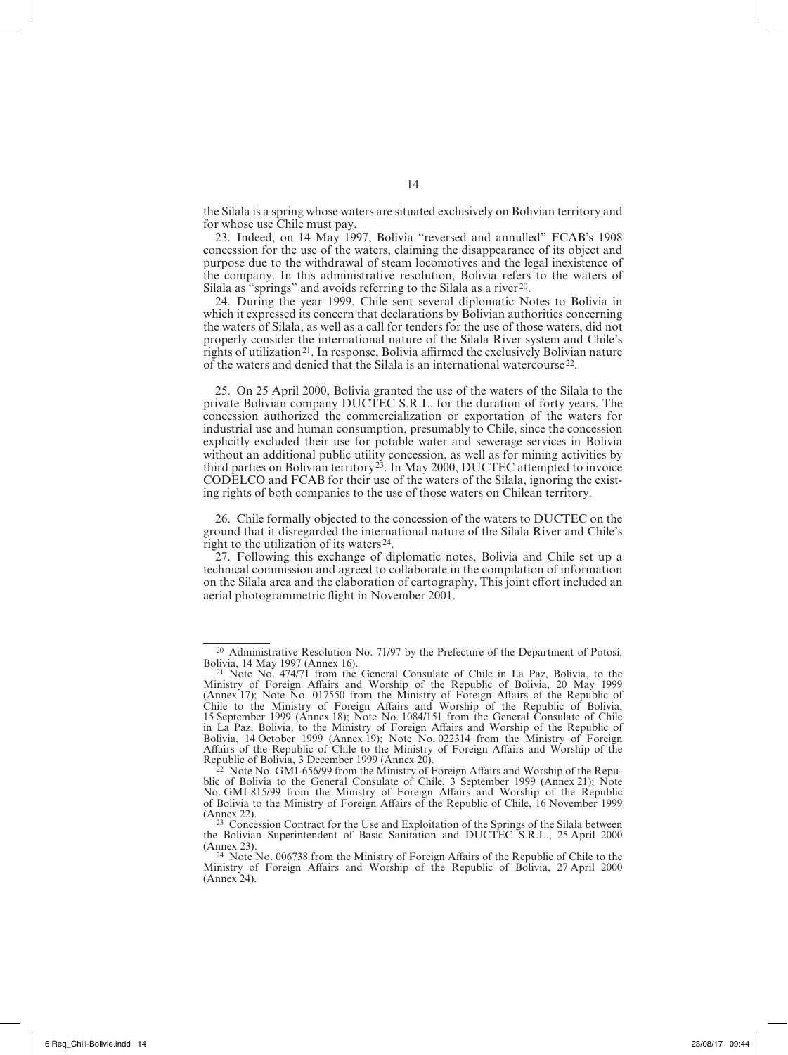the Silala is a spring whose waters are situated exclusively on Bolivian territory and for whose use Chile must pay.

23. Indeed, on 14 May 1997, Bolivia "reversed and annulled" FCAB's 1908 concession for the use of the waters, claiming the disappearance of its object and purpose due to the withdrawal of steam locomotives and the legal inexistence of the company. In this administrative resolution, Bolivia refers to the waters of Silala as "springs" and avoids referring to the Silala as a river[20].

24. During the year 1999, Chile sent several diplomatic Notes to Bolivia in which it expressed its concern that declarations by Bolivian authorities concerning the waters of Silala, as well as a call for tenders for the use of those waters, did not properly consider the international nature of the Silala River system and Chile's rights of utilization[21]. In response, Bolivia affirmed the exclusively Bolivian nature of the waters and denied that the Silala is an international watercourse[22].

25. On 25 April 2000, Bolivia granted the use of the waters of the Silala to the private Bolivian company DUCTEC S.R.L. for the duration of forty years. The concession authorized the commercialization or exportation of the waters for industrial use and human consumption, presumably to Chile, since the concession explicitly excluded their use for potable water and sewerage services in Bolivia without an additional public utility concession, as well as for mining activities by third parties on Bolivian territory[23]. In May 2000, DUCTEC attempted to invoice CODELCO and FCAB for their use of the waters of the Silala, ignoring the existing rights of both companies to the use of those waters on Chilean territory.

26. Chile formally objected to the concession of the waters to DUCTEC on the ground that it disregarded the international nature of the Silala River and Chile's right to the utilization of its waters[24].

27. Following this exchange of diplomatic notes, Bolivia and Chile set up a technical commission and agreed to collaborate in the compilation of information on the Silala area and the elaboration of cartography. This joint effort included an aerial photogrammetric flight in November 2001.

---

[20] Administrative Resolution No. 71/97 by the Prefecture of the Department of Potosí, Bolivia, 14 May 1997 (Annex 16).

[21] Note No. 474/71 from the General Consulate of Chile in La Paz, Bolivia, to the Ministry of Foreign Affairs and Worship of the Republic of Bolivia, 20 May 1999 (Annex 17); Note No. 017550 from the Ministry of Foreign Affairs of the Republic of Chile to the Ministry of Foreign Affairs and Worship of the Republic of Bolivia, 15 September 1999 (Annex 18); Note No. 1084/151 from the General Consulate of Chile in La Paz, Bolivia, to the Ministry of Foreign Affairs and Worship of the Republic of Bolivia, 14 October 1999 (Annex 19); Note No. 022314 from the Ministry of Foreign Affairs of the Republic of Chile to the Ministry of Foreign Affairs and Worship of the Republic of Bolivia, 3 December 1999 (Annex 20).

[22] Note No. GMI-656/99 from the Ministry of Foreign Affairs and Worship of the Republic of Bolivia to the General Consulate of Chile, 3 September 1999 (Annex 21); Note No. GMI-815/99 from the Ministry of Foreign Affairs and Worship of the Republic of Bolivia to the Ministry of Foreign Affairs of the Republic of Chile, 16 November 1999 (Annex 22).

[23] Concession Contract for the Use and Exploitation of the Springs of the Silala between the Bolivian Superintendent of Basic Sanitation and DUCTEC S.R.L., 25 April 2000 (Annex 23).

[24] Note No. 006738 from the Ministry of Foreign Affairs of the Republic of Chile to the Ministry of Foreign Affairs and Worship of the Republic of Bolivia, 27 April 2000 (Annex 24).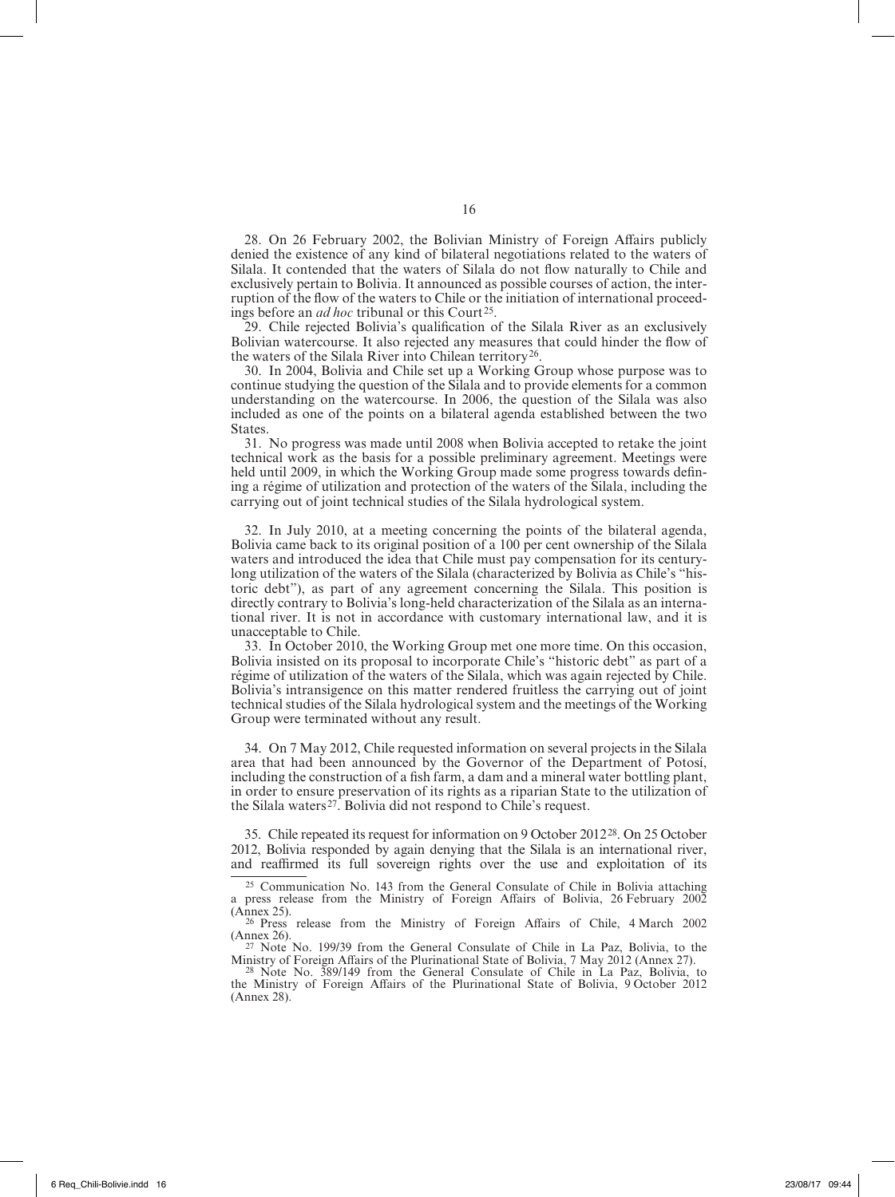28. On 26 February 2002, the Bolivian Ministry of Foreign Affairs publicly denied the existence of any kind of bilateral negotiations related to the waters of Silala. It contended that the waters of Silala do not flow naturally to Chile and exclusively pertain to Bolivia. It announced as possible courses of action, the interruption of the flow of the waters to Chile or the initiation of international proceedings before an *ad hoc* tribunal or this Court[25].

29. Chile rejected Bolivia's qualification of the Silala River as an exclusively Bolivian watercourse. It also rejected any measures that could hinder the flow of the waters of the Silala River into Chilean territory[26].

30. In 2004, Bolivia and Chile set up a Working Group whose purpose was to continue studying the question of the Silala and to provide elements for a common understanding on the watercourse. In 2006, the question of the Silala was also included as one of the points on a bilateral agenda established between the two States.

31. No progress was made until 2008 when Bolivia accepted to retake the joint technical work as the basis for a possible preliminary agreement. Meetings were held until 2009, in which the Working Group made some progress towards defining a régime of utilization and protection of the waters of the Silala, including the carrying out of joint technical studies of the Silala hydrological system.

32. In July 2010, at a meeting concerning the points of the bilateral agenda, Bolivia came back to its original position of a 100 per cent ownership of the Silala waters and introduced the idea that Chile must pay compensation for its century-long utilization of the waters of the Silala (characterized by Bolivia as Chile's "historic debt"), as part of any agreement concerning the Silala. This position is directly contrary to Bolivia's long-held characterization of the Silala as an international river. It is not in accordance with customary international law, and it is unacceptable to Chile.

33. In October 2010, the Working Group met one more time. On this occasion, Bolivia insisted on its proposal to incorporate Chile's "historic debt" as part of a régime of utilization of the waters of the Silala, which was again rejected by Chile. Bolivia's intransigence on this matter rendered fruitless the carrying out of joint technical studies of the Silala hydrological system and the meetings of the Working Group were terminated without any result.

34. On 7 May 2012, Chile requested information on several projects in the Silala area that had been announced by the Governor of the Department of Potosí, including the construction of a fish farm, a dam and a mineral water bottling plant, in order to ensure preservation of its rights as a riparian State to the utilization of the Silala waters[27]. Bolivia did not respond to Chile's request.

35. Chile repeated its request for information on 9 October 2012[28]. On 25 October 2012, Bolivia responded by again denying that the Silala is an international river, and reaffirmed its full sovereign rights over the use and exploitation of its

---

[25] Communication No. 143 from the General Consulate of Chile in Bolivia attaching a press release from the Ministry of Foreign Affairs of Bolivia, 26 February 2002 (Annex 25).

[26] Press release from the Ministry of Foreign Affairs of Chile, 4 March 2002 (Annex 26).

[27] Note No. 199/39 from the General Consulate of Chile in La Paz, Bolivia, to the Ministry of Foreign Affairs of the Plurinational State of Bolivia, 7 May 2012 (Annex 27).

[28] Note No. 389/149 from the General Consulate of Chile in La Paz, Bolivia, to the Ministry of Foreign Affairs of the Plurinational State of Bolivia, 9 October 2012 (Annex 28).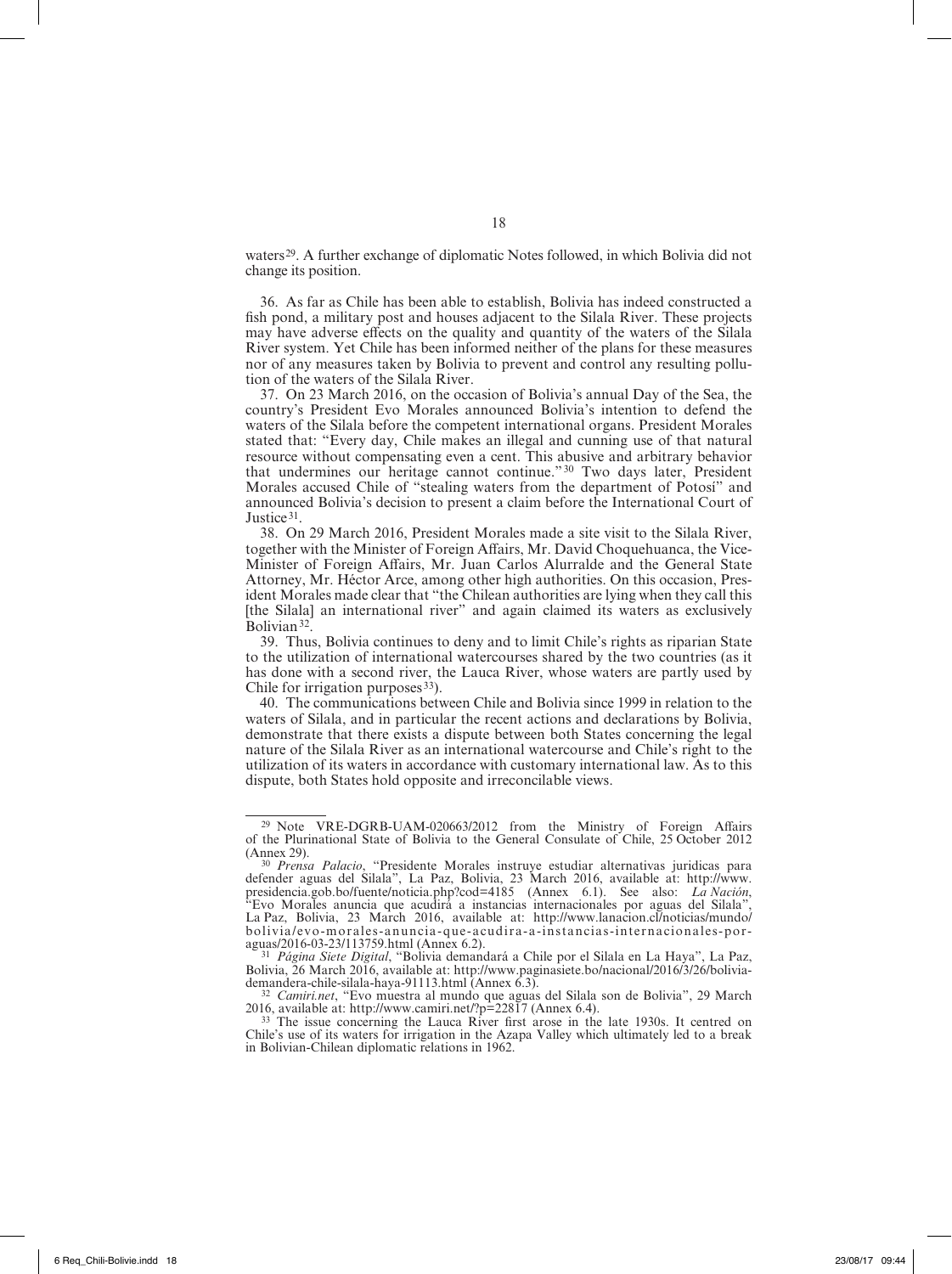waters[29]. A further exchange of diplomatic Notes followed, in which Bolivia did not change its position.

36. As far as Chile has been able to establish, Bolivia has indeed constructed a fish pond, a military post and houses adjacent to the Silala River. These projects may have adverse effects on the quality and quantity of the waters of the Silala River system. Yet Chile has been informed neither of the plans for these measures nor of any measures taken by Bolivia to prevent and control any resulting pollution of the waters of the Silala River.

37. On 23 March 2016, on the occasion of Bolivia's annual Day of the Sea, the country's President Evo Morales announced Bolivia's intention to defend the waters of the Silala before the competent international organs. President Morales stated that: "Every day, Chile makes an illegal and cunning use of that natural resource without compensating even a cent. This abusive and arbitrary behavior that undermines our heritage cannot continue."[30] Two days later, President Morales accused Chile of "stealing waters from the department of Potosí" and announced Bolivia's decision to present a claim before the International Court of Justice[31].

38. On 29 March 2016, President Morales made a site visit to the Silala River, together with the Minister of Foreign Affairs, Mr. David Choquehuanca, the Vice-Minister of Foreign Affairs, Mr. Juan Carlos Alurralde and the General State Attorney, Mr. Héctor Arce, among other high authorities. On this occasion, President Morales made clear that "the Chilean authorities are lying when they call this [the Silala] an international river" and again claimed its waters as exclusively Bolivian[32].

39. Thus, Bolivia continues to deny and to limit Chile's rights as riparian State to the utilization of international watercourses shared by the two countries (as it has done with a second river, the Lauca River, whose waters are partly used by Chile for irrigation purposes[33]).

40. The communications between Chile and Bolivia since 1999 in relation to the waters of Silala, and in particular the recent actions and declarations by Bolivia, demonstrate that there exists a dispute between both States concerning the legal nature of the Silala River as an international watercourse and Chile's right to the utilization of its waters in accordance with customary international law. As to this dispute, both States hold opposite and irreconcilable views.

---

[29] Note VRE-DGRB-UAM-020663/2012 from the Ministry of Foreign Affairs of the Plurinational State of Bolivia to the General Consulate of Chile, 25 October 2012 (Annex 29).

[30] *Prensa Palacio*, "Presidente Morales instruye estudiar alternativas juridicas para defender aguas del Silala", La Paz, Bolivia, 23 March 2016, available at: http://www.presidencia.gob.bo/fuente/noticia.php?cod=4185 (Annex 6.1). See also: *La Nación*, "Evo Morales anuncia que acudirá a instancias internacionales por aguas del Silala", La Paz, Bolivia, 23 March 2016, available at: http://www.lanacion.cl/noticias/mundo/bolivia/evo-morales-anuncia-que-acudira-a-instancias-internacionales-por-aguas/2016-03-23/113759.html (Annex 6.2).

[31] *Página Siete Digital*, "Bolivia demandará a Chile por el Silala en La Haya", La Paz, Bolivia, 26 March 2016, available at: http://www.paginasiete.bo/nacional/2016/3/26/bolivia-demandera-chile-silala-haya-91113.html (Annex 6.3).

[32] *Camiri.net*, "Evo muestra al mundo que aguas del Silala son de Bolivia", 29 March 2016, available at: http://www.camiri.net/?p=22817 (Annex 6.4).

[33] The issue concerning the Lauca River first arose in the late 1930s. It centred on Chile's use of its waters for irrigation in the Azapa Valley which ultimately led to a break in Bolivian-Chilean diplomatic relations in 1962.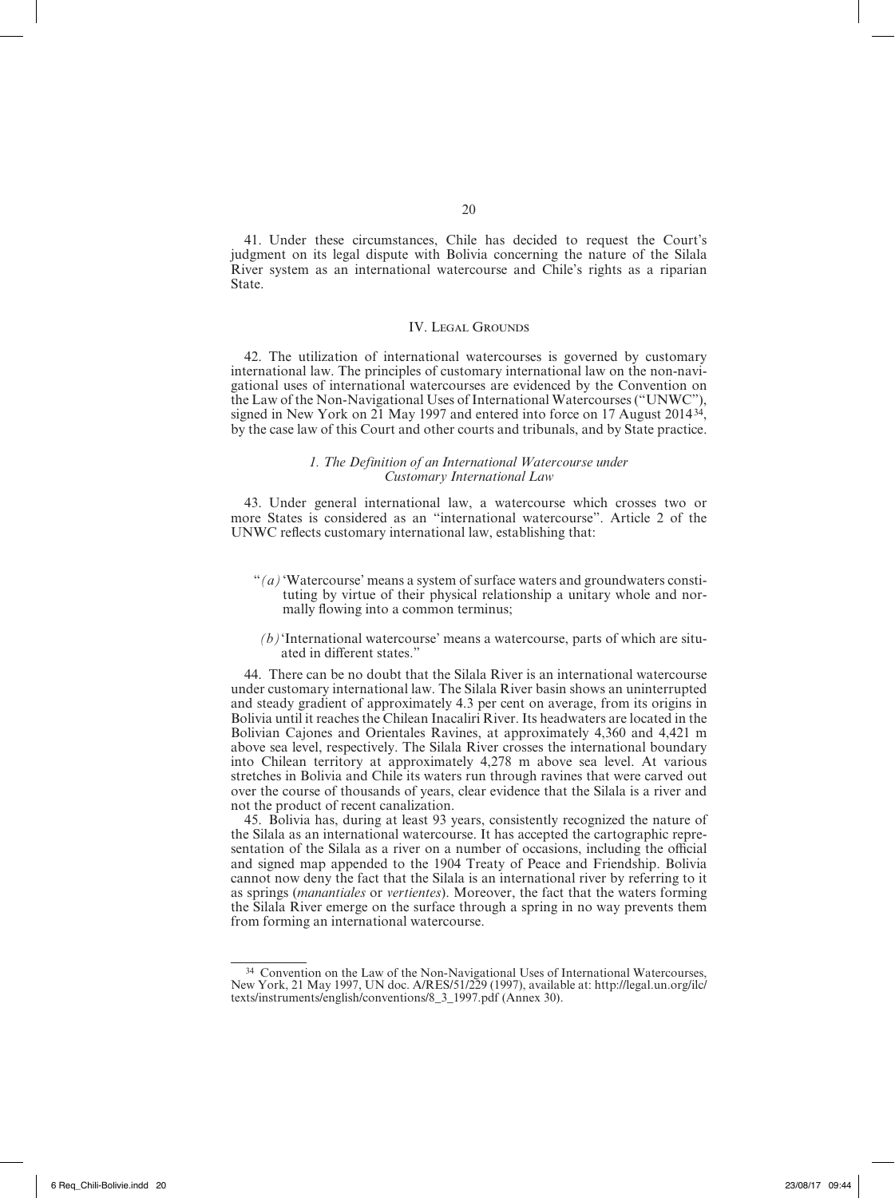41. Under these circumstances, Chile has decided to request the Court's judgment on its legal dispute with Bolivia concerning the nature of the Silala River system as an international watercourse and Chile's rights as a riparian State.

## IV. Legal Grounds

42. The utilization of international watercourses is governed by customary international law. The principles of customary international law on the non-navigational uses of international watercourses are evidenced by the Convention on the Law of the Non-Navigational Uses of International Watercourses ("UNWC"), signed in New York on 21 May 1997 and entered into force on 17 August 2014[34], by the case law of this Court and other courts and tribunals, and by State practice.

### *1. The Definition of an International Watercourse under Customary International Law*

43. Under general international law, a watercourse which crosses two or more States is considered as an "international watercourse". Article 2 of the UNWC reflects customary international law, establishing that:

> "*(a)* 'Watercourse' means a system of surface waters and groundwaters constituting by virtue of their physical relationship a unitary whole and normally flowing into a common terminus;
>
> *(b)* 'International watercourse' means a watercourse, parts of which are situated in different states."

44. There can be no doubt that the Silala River is an international watercourse under customary international law. The Silala River basin shows an uninterrupted and steady gradient of approximately 4.3 per cent on average, from its origins in Bolivia until it reaches the Chilean Inacaliri River. Its headwaters are located in the Bolivian Cajones and Orientales Ravines, at approximately 4,360 and 4,421 m above sea level, respectively. The Silala River crosses the international boundary into Chilean territory at approximately 4,278 m above sea level. At various stretches in Bolivia and Chile its waters run through ravines that were carved out over the course of thousands of years, clear evidence that the Silala is a river and not the product of recent canalization.

45. Bolivia has, during at least 93 years, consistently recognized the nature of the Silala as an international watercourse. It has accepted the cartographic representation of the Silala as a river on a number of occasions, including the official and signed map appended to the 1904 Treaty of Peace and Friendship. Bolivia cannot now deny the fact that the Silala is an international river by referring to it as springs (*manantiales* or *vertientes*). Moreover, the fact that the waters forming the Silala River emerge on the surface through a spring in no way prevents them from forming an international watercourse.

---

[34] Convention on the Law of the Non-Navigational Uses of International Watercourses, New York, 21 May 1997, UN doc. A/RES/51/229 (1997), available at: http://legal.un.org/ilc/texts/instruments/english/conventions/8_3_1997.pdf (Annex 30).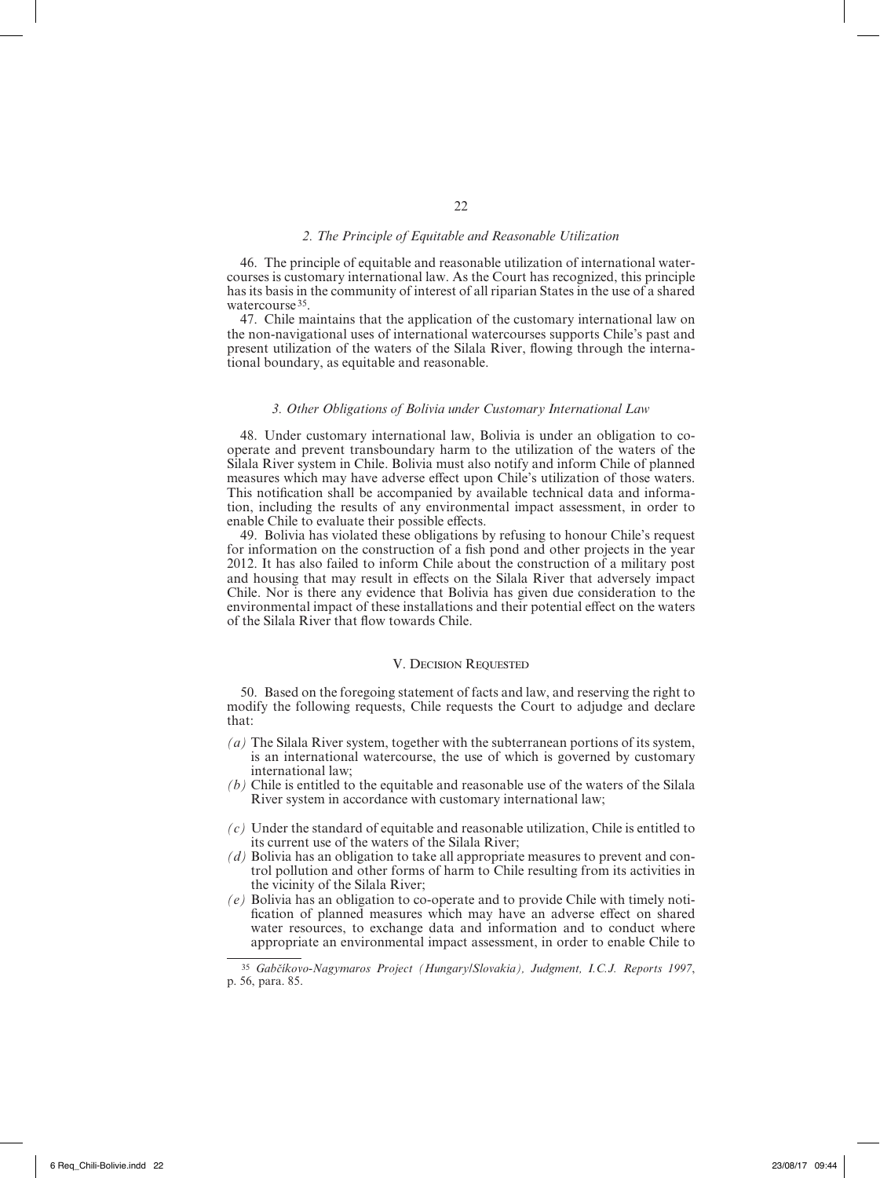### *2. The Principle of Equitable and Reasonable Utilization*

46. The principle of equitable and reasonable utilization of international watercourses is customary international law. As the Court has recognized, this principle has its basis in the community of interest of all riparian States in the use of a shared watercourse[35].

47. Chile maintains that the application of the customary international law on the non-navigational uses of international watercourses supports Chile's past and present utilization of the waters of the Silala River, flowing through the international boundary, as equitable and reasonable.

### *3. Other Obligations of Bolivia under Customary International Law*

48. Under customary international law, Bolivia is under an obligation to co-operate and prevent transboundary harm to the utilization of the waters of the Silala River system in Chile. Bolivia must also notify and inform Chile of planned measures which may have adverse effect upon Chile's utilization of those waters. This notification shall be accompanied by available technical data and information, including the results of any environmental impact assessment, in order to enable Chile to evaluate their possible effects.

49. Bolivia has violated these obligations by refusing to honour Chile's request for information on the construction of a fish pond and other projects in the year 2012. It has also failed to inform Chile about the construction of a military post and housing that may result in effects on the Silala River that adversely impact Chile. Nor is there any evidence that Bolivia has given due consideration to the environmental impact of these installations and their potential effect on the waters of the Silala River that flow towards Chile.

## V. Decision Requested

50. Based on the foregoing statement of facts and law, and reserving the right to modify the following requests, Chile requests the Court to adjudge and declare that:

*(a)* The Silala River system, together with the subterranean portions of its system, is an international watercourse, the use of which is governed by customary international law;

*(b)* Chile is entitled to the equitable and reasonable use of the waters of the Silala River system in accordance with customary international law;

*(c)* Under the standard of equitable and reasonable utilization, Chile is entitled to its current use of the waters of the Silala River;

*(d)* Bolivia has an obligation to take all appropriate measures to prevent and control pollution and other forms of harm to Chile resulting from its activities in the vicinity of the Silala River;

*(e)* Bolivia has an obligation to co-operate and to provide Chile with timely notification of planned measures which may have an adverse effect on shared water resources, to exchange data and information and to conduct where appropriate an environmental impact assessment, in order to enable Chile to

---

[35] *Gabčíkovo-Nagymaros Project (Hungary/Slovakia), Judgment, I.C.J. Reports 1997*, p. 56, para. 85.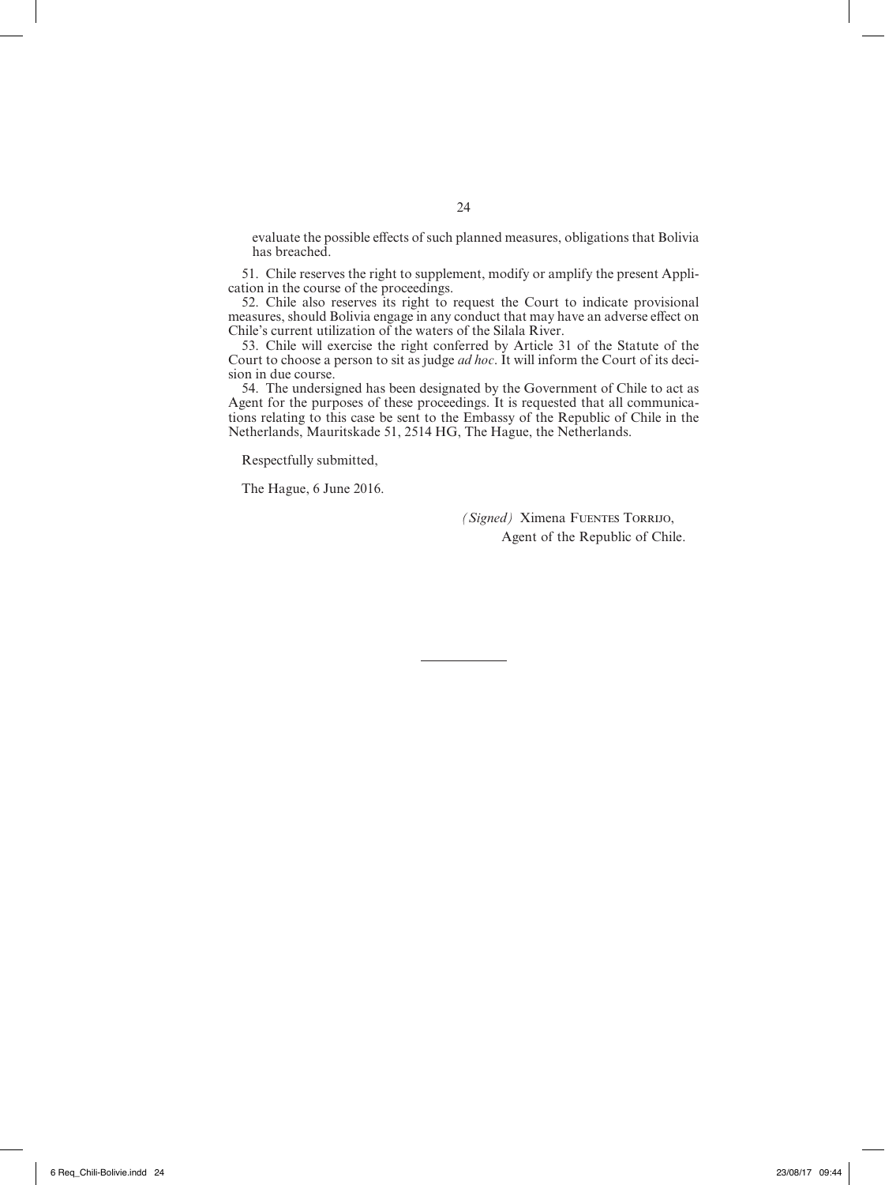evaluate the possible effects of such planned measures, obligations that Bolivia has breached.

51. Chile reserves the right to supplement, modify or amplify the present Application in the course of the proceedings.

52. Chile also reserves its right to request the Court to indicate provisional measures, should Bolivia engage in any conduct that may have an adverse effect on Chile's current utilization of the waters of the Silala River.

53. Chile will exercise the right conferred by Article 31 of the Statute of the Court to choose a person to sit as judge *ad hoc*. It will inform the Court of its decision in due course.

54. The undersigned has been designated by the Government of Chile to act as Agent for the purposes of these proceedings. It is requested that all communications relating to this case be sent to the Embassy of the Republic of Chile in the Netherlands, Mauritskade 51, 2514 HG, The Hague, the Netherlands.

Respectfully submitted,

The Hague, 6 June 2016.

*(Signed)* Ximena Fuentes Torrijo,
Agent of the Republic of Chile.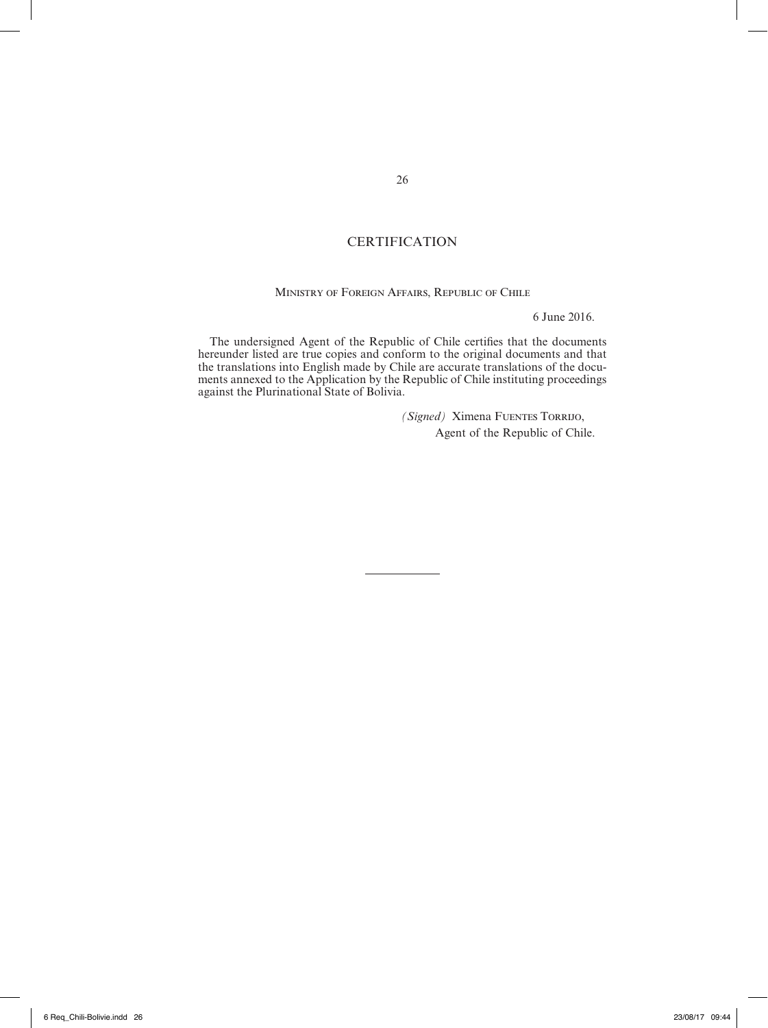# CERTIFICATION

MINISTRY OF FOREIGN AFFAIRS, REPUBLIC OF CHILE

6 June 2016.

The undersigned Agent of the Republic of Chile certifies that the documents hereunder listed are true copies and conform to the original documents and that the translations into English made by Chile are accurate translations of the documents annexed to the Application by the Republic of Chile instituting proceedings against the Plurinational State of Bolivia.

*(Signed)* Ximena FUENTES TORRIJO,
Agent of the Republic of Chile.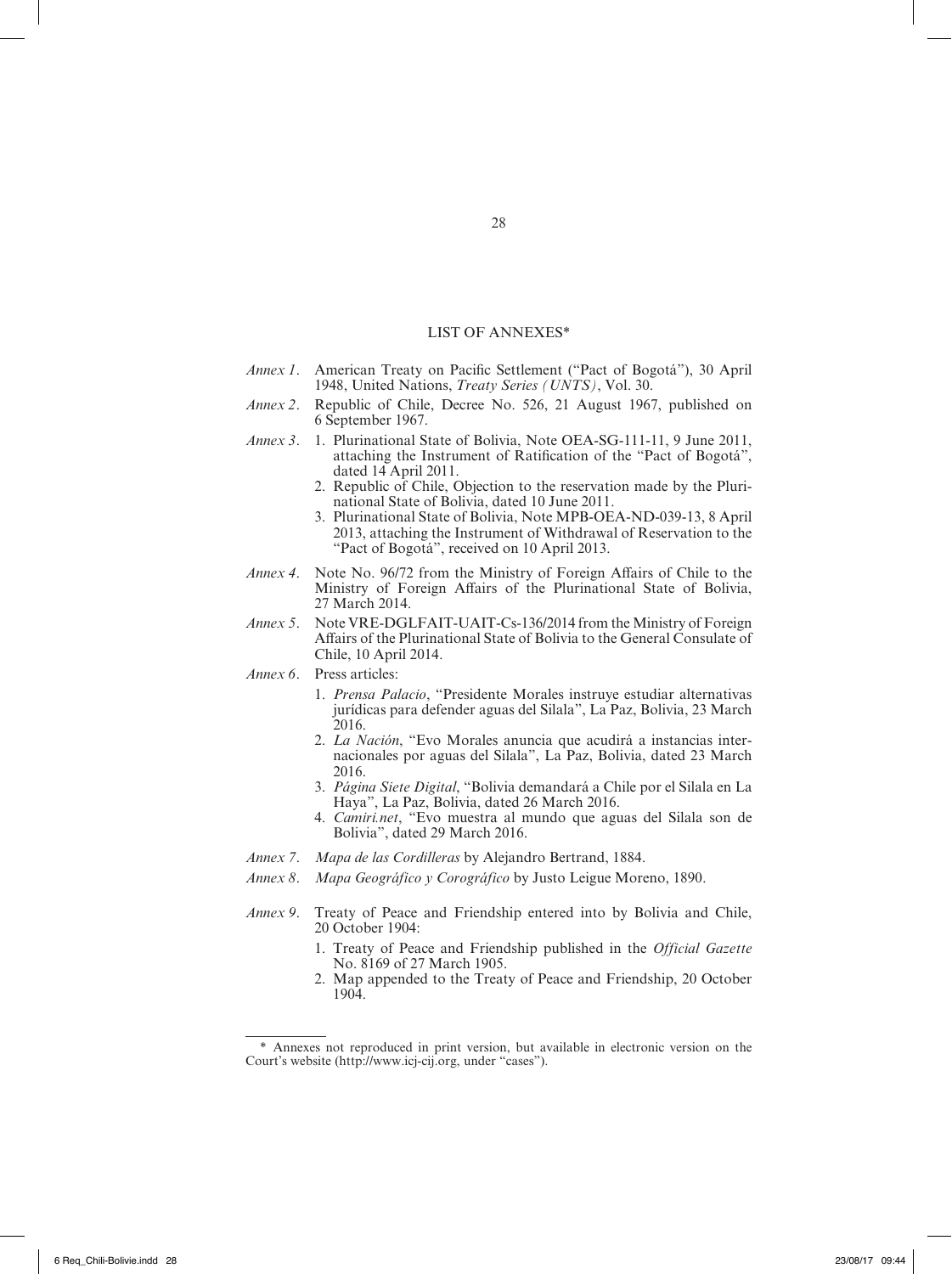## LIST OF ANNEXES*

*Annex 1*. American Treaty on Pacific Settlement ("Pact of Bogotá"), 30 April 1948, United Nations, *Treaty Series (UNTS)*, Vol. 30.

*Annex 2*. Republic of Chile, Decree No. 526, 21 August 1967, published on 6 September 1967.

*Annex 3*.
1. Plurinational State of Bolivia, Note OEA-SG-111-11, 9 June 2011, attaching the Instrument of Ratification of the "Pact of Bogotá", dated 14 April 2011.
2. Republic of Chile, Objection to the reservation made by the Plurinational State of Bolivia, dated 10 June 2011.
3. Plurinational State of Bolivia, Note MPB-OEA-ND-039-13, 8 April 2013, attaching the Instrument of Withdrawal of Reservation to the "Pact of Bogotá", received on 10 April 2013.

*Annex 4*. Note No. 96/72 from the Ministry of Foreign Affairs of Chile to the Ministry of Foreign Affairs of the Plurinational State of Bolivia, 27 March 2014.

*Annex 5*. Note VRE-DGLFAIT-UAIT-Cs-136/2014 from the Ministry of Foreign Affairs of the Plurinational State of Bolivia to the General Consulate of Chile, 10 April 2014.

*Annex 6*. Press articles:
1. *Prensa Palacio*, "Presidente Morales instruye estudiar alternativas jurídicas para defender aguas del Silala", La Paz, Bolivia, 23 March 2016.
2. *La Nación*, "Evo Morales anuncia que acudirá a instancias internacionales por aguas del Silala", La Paz, Bolivia, dated 23 March 2016.
3. *Página Siete Digital*, "Bolivia demandará a Chile por el Silala en La Haya", La Paz, Bolivia, dated 26 March 2016.
4. *Camiri.net*, "Evo muestra al mundo que aguas del Silala son de Bolivia", dated 29 March 2016.

*Annex 7*. *Mapa de las Cordilleras* by Alejandro Bertrand, 1884.

*Annex 8*. *Mapa Geográfico y Corográfico* by Justo Leigue Moreno, 1890.

*Annex 9*. Treaty of Peace and Friendship entered into by Bolivia and Chile, 20 October 1904:
1. Treaty of Peace and Friendship published in the *Official Gazette* No. 8169 of 27 March 1905.
2. Map appended to the Treaty of Peace and Friendship, 20 October 1904.

---

\* Annexes not reproduced in print version, but available in electronic version on the Court's website (http://www.icj-cij.org, under "cases").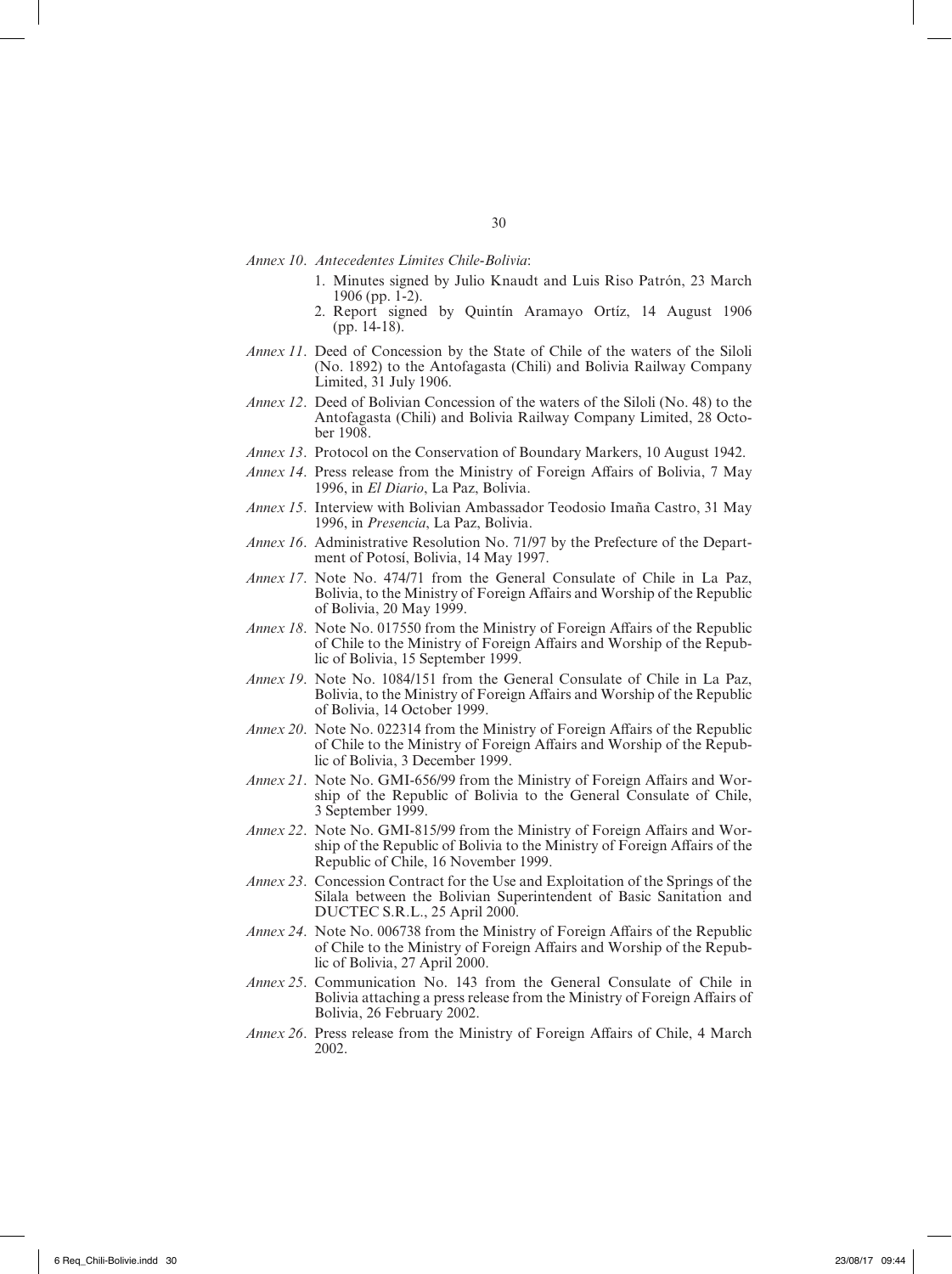*Annex 10*. *Antecedentes Límites Chile-Bolivia*:

1. Minutes signed by Julio Knaudt and Luis Riso Patrón, 23 March 1906 (pp. 1-2).
2. Report signed by Quintín Aramayo Ortíz, 14 August 1906 (pp. 14-18).

*Annex 11*. Deed of Concession by the State of Chile of the waters of the Siloli (No. 1892) to the Antofagasta (Chili) and Bolivia Railway Company Limited, 31 July 1906.

*Annex 12*. Deed of Bolivian Concession of the waters of the Siloli (No. 48) to the Antofagasta (Chili) and Bolivia Railway Company Limited, 28 October 1908.

*Annex 13*. Protocol on the Conservation of Boundary Markers, 10 August 1942.

*Annex 14*. Press release from the Ministry of Foreign Affairs of Bolivia, 7 May 1996, in *El Diario*, La Paz, Bolivia.

*Annex 15*. Interview with Bolivian Ambassador Teodosio Imaña Castro, 31 May 1996, in *Presencia*, La Paz, Bolivia.

*Annex 16*. Administrative Resolution No. 71/97 by the Prefecture of the Department of Potosí, Bolivia, 14 May 1997.

*Annex 17*. Note No. 474/71 from the General Consulate of Chile in La Paz, Bolivia, to the Ministry of Foreign Affairs and Worship of the Republic of Bolivia, 20 May 1999.

*Annex 18*. Note No. 017550 from the Ministry of Foreign Affairs of the Republic of Chile to the Ministry of Foreign Affairs and Worship of the Republic of Bolivia, 15 September 1999.

*Annex 19*. Note No. 1084/151 from the General Consulate of Chile in La Paz, Bolivia, to the Ministry of Foreign Affairs and Worship of the Republic of Bolivia, 14 October 1999.

*Annex 20*. Note No. 022314 from the Ministry of Foreign Affairs of the Republic of Chile to the Ministry of Foreign Affairs and Worship of the Republic of Bolivia, 3 December 1999.

*Annex 21*. Note No. GMI-656/99 from the Ministry of Foreign Affairs and Worship of the Republic of Bolivia to the General Consulate of Chile, 3 September 1999.

*Annex 22*. Note No. GMI-815/99 from the Ministry of Foreign Affairs and Worship of the Republic of Bolivia to the Ministry of Foreign Affairs of the Republic of Chile, 16 November 1999.

*Annex 23*. Concession Contract for the Use and Exploitation of the Springs of the Silala between the Bolivian Superintendent of Basic Sanitation and DUCTEC S.R.L., 25 April 2000.

*Annex 24*. Note No. 006738 from the Ministry of Foreign Affairs of the Republic of Chile to the Ministry of Foreign Affairs and Worship of the Republic of Bolivia, 27 April 2000.

*Annex 25*. Communication No. 143 from the General Consulate of Chile in Bolivia attaching a press release from the Ministry of Foreign Affairs of Bolivia, 26 February 2002.

*Annex 26*. Press release from the Ministry of Foreign Affairs of Chile, 4 March 2002.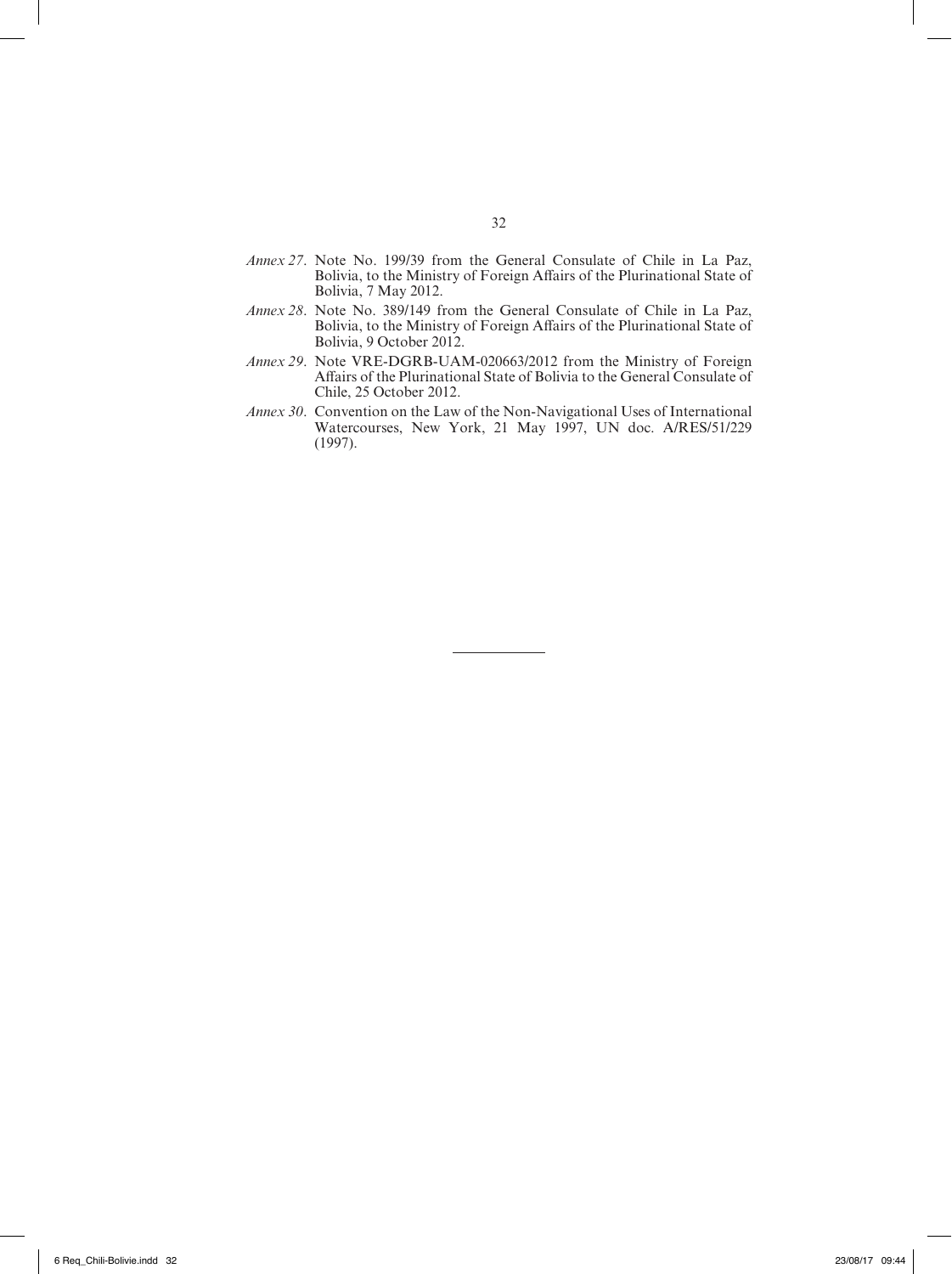*Annex 27*. Note No. 199/39 from the General Consulate of Chile in La Paz, Bolivia, to the Ministry of Foreign Affairs of the Plurinational State of Bolivia, 7 May 2012.

*Annex 28*. Note No. 389/149 from the General Consulate of Chile in La Paz, Bolivia, to the Ministry of Foreign Affairs of the Plurinational State of Bolivia, 9 October 2012.

*Annex 29*. Note VRE-DGRB-UAM-020663/2012 from the Ministry of Foreign Affairs of the Plurinational State of Bolivia to the General Consulate of Chile, 25 October 2012.

*Annex 30*. Convention on the Law of the Non-Navigational Uses of International Watercourses, New York, 21 May 1997, UN doc. A/RES/51/229 (1997).

---